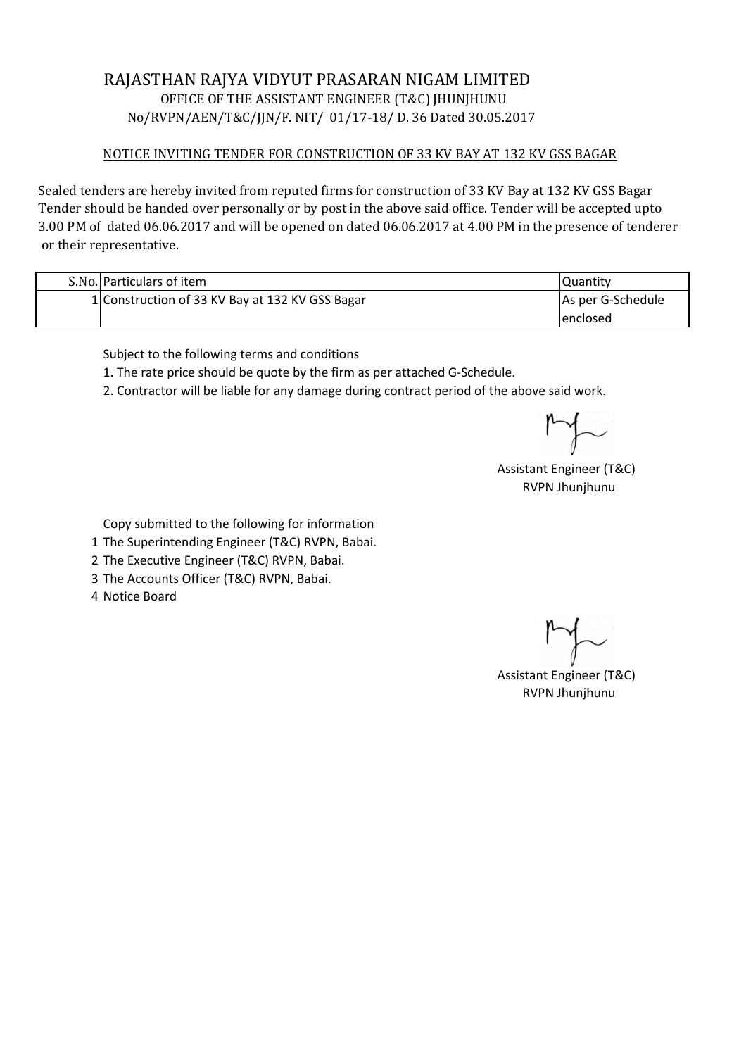# RAJASTHAN RAJYA VIDYUT PRASARAN NIGAM LIMITED

OFFICE OF THE ASSISTANT ENGINEER (T&C) JHUNJHUNU

No/RVPN/AEN/T&C/JJN/F. NIT/ 01/17-18/ D. 36 Dated 30.05.2017

## NOTICE INVITING TENDER FOR CONSTRUCTION OF 33 KV BAY AT 132 KV GSS BAGAR

Sealed tenders are hereby invited from reputed firms for construction of 33 KV Bay at 132 KV GSS Bagar Tender should be handed over personally or by post in the above said office. Tender will be accepted upto 3.00 PM of dated 06.06.2017 and will be opened on dated 06.06.2017 at 4.00 PM in the presence of tenderer or their representative.

| S.No. | Particulars of item | Quantity |
|---|---|---|
| 1 | Construction of 33 KV Bay at 132 KV GSS Bagar | As per G-Schedule enclosed |

Subject to the following terms and conditions

1. The rate price should be quote by the firm as per attached G-Schedule.
2. Contractor will be liable for any damage during contract period of the above said work.

Assistant Engineer (T&C)
RVPN Jhunjhunu

Copy submitted to the following for information

1. The Superintending Engineer (T&C) RVPN, Babai.
2. The Executive Engineer (T&C) RVPN, Babai.
3. The Accounts Officer (T&C) RVPN, Babai.
4. Notice Board

Assistant Engineer (T&C)
RVPN Jhunjhunu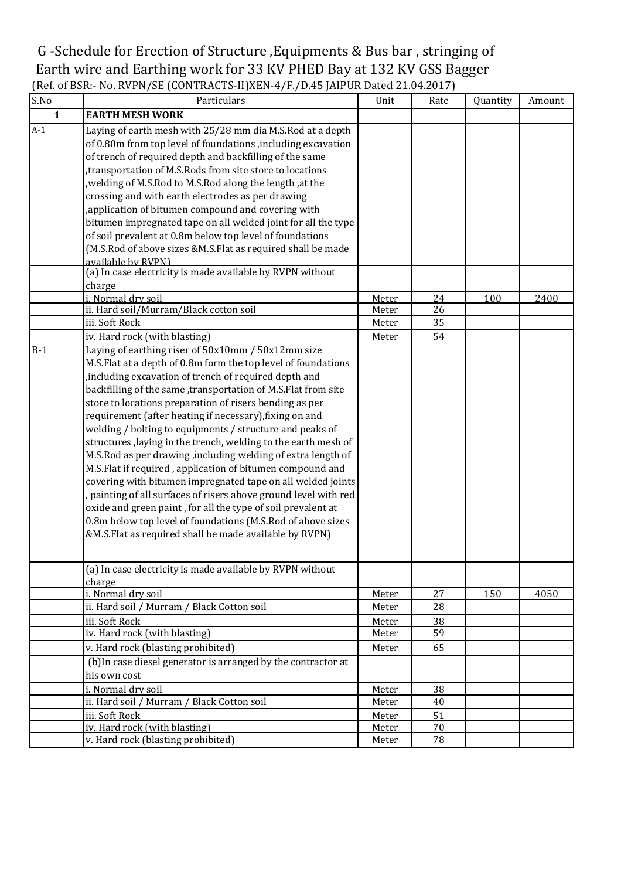# G -Schedule for Erection of Structure ,Equipments & Bus bar , stringing of Earth wire and Earthing work for 33 KV PHED Bay at 132 KV GSS Bagger

(Ref. of BSR:- No. RVPN/SE (CONTRACTS-II)XEN-4/F./D.45 JAIPUR Dated 21.04.2017)

| S.No | Particulars | Unit | Rate | Quantity | Amount |
|---|---|---|---|---|---|
| **1** | **EARTH MESH WORK** | | | | |
| A-1 | Laying of earth mesh with 25/28 mm dia M.S.Rod at a depth of 0.80m from top level of foundations ,including excavation of trench of required depth and backfilling of the same ,transportation of M.S.Rods from site store to locations ,welding of M.S.Rod to M.S.Rod along the length ,at the crossing and with earth electrodes as per drawing ,application of bitumen compound and covering with bitumen impregnated tape on all welded joint for all the type of soil prevalent at 0.8m below top level of foundations (M.S.Rod of above sizes &M.S.Flat as required shall be made available by RVPN) | | | | |
| | (a) In case electricity is made available by RVPN without charge | | | | |
| | i. Normal dry soil | Meter | 24 | 100 | 2400 |
| | ii. Hard soil/Murram/Black cotton soil | Meter | 26 | | |
| | iii. Soft Rock | Meter | 35 | | |
| | iv. Hard rock (with blasting) | Meter | 54 | | |
| B-1 | Laying of earthing riser of 50x10mm / 50x12mm size M.S.Flat at a depth of 0.8m form the top level of foundations ,including excavation of trench of required depth and backfilling of the same ,transportation of M.S.Flat from site store to locations preparation of risers bending as per requirement (after heating if necessary),fixing on and welding / bolting to equipments / structure and peaks of structures ,laying in the trench, welding to the earth mesh of M.S.Rod as per drawing ,including welding of extra length of M.S.Flat if required , application of bitumen compound and covering with bitumen impregnated tape on all welded joints , painting of all surfaces of risers above ground level with red oxide and green paint , for all the type of soil prevalent at 0.8m below top level of foundations (M.S.Rod of above sizes &M.S.Flat as required shall be made available by RVPN) | | | | |
| | (a) In case electricity is made available by RVPN without charge | | | | |
| | i. Normal dry soil | Meter | 27 | 150 | 4050 |
| | ii. Hard soil / Murram / Black Cotton soil | Meter | 28 | | |
| | iii. Soft Rock | Meter | 38 | | |
| | iv. Hard rock (with blasting) | Meter | 59 | | |
| | v. Hard rock (blasting prohibited) | Meter | 65 | | |
| | (b)In case diesel generator is arranged by the contractor at his own cost | | | | |
| | i. Normal dry soil | Meter | 38 | | |
| | ii. Hard soil / Murram / Black Cotton soil | Meter | 40 | | |
| | iii. Soft Rock | Meter | 51 | | |
| | iv. Hard rock (with blasting) | Meter | 70 | | |
| | v. Hard rock (blasting prohibited) | Meter | 78 | | |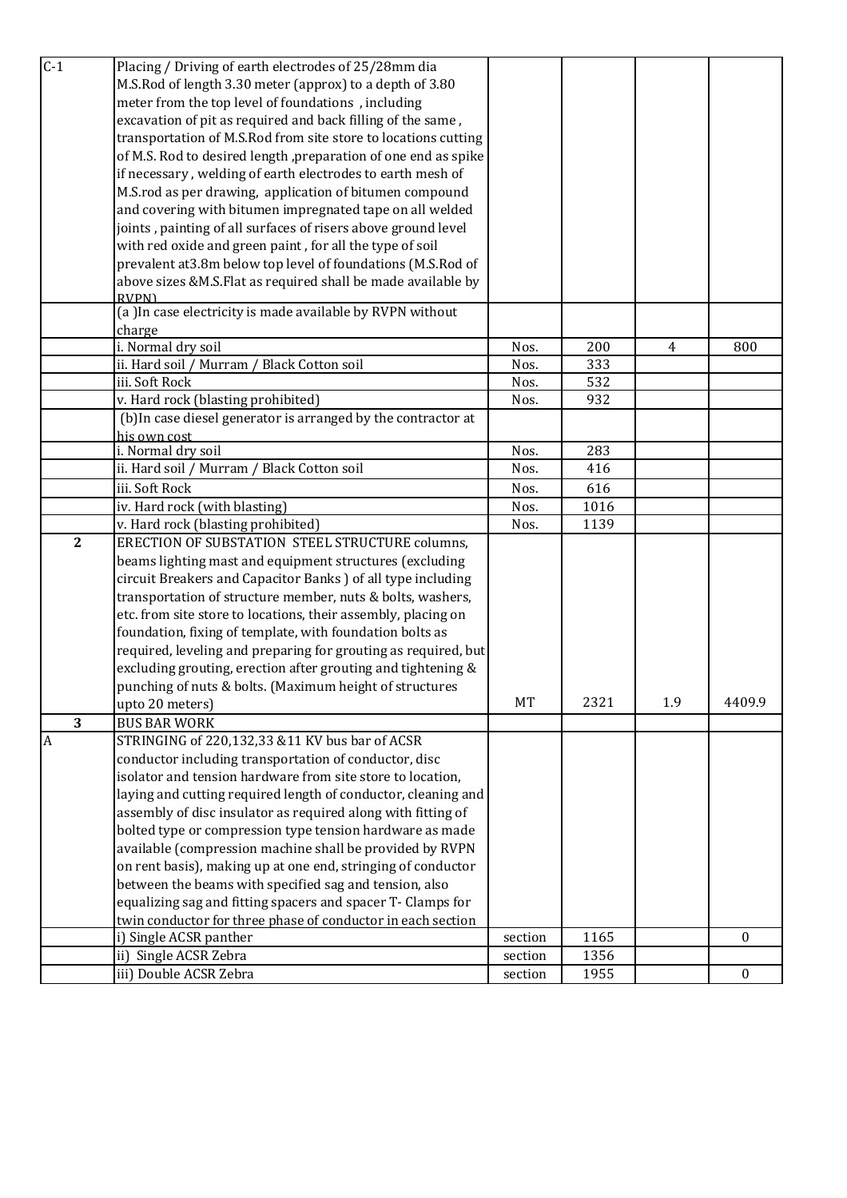| C-1 | Placing / Driving of earth electrodes of 25/28mm dia M.S.Rod of length 3.30 meter (approx) to a depth of 3.80 meter from the top level of foundations , including excavation of pit as required and back filling of the same , transportation of M.S.Rod from site store to locations cutting of M.S. Rod to desired length ,preparation of one end as spike if necessary , welding of earth electrodes to earth mesh of M.S.rod as per drawing, application of bitumen compound and covering with bitumen impregnated tape on all welded joints , painting of all surfaces of risers above ground level with red oxide and green paint , for all the type of soil prevalent at3.8m below top level of foundations (M.S.Rod of above sizes &M.S.Flat as required shall be made available by RVPN) | | | | |
|---|---|---|---|---|---|
| | (a )In case electricity is made available by RVPN without charge | | | | |
| | i. Normal dry soil | Nos. | 200 | 4 | 800 |
| | ii. Hard soil / Murram / Black Cotton soil | Nos. | 333 | | |
| | iii. Soft Rock | Nos. | 532 | | |
| | v. Hard rock (blasting prohibited) | Nos. | 932 | | |
| | (b)In case diesel generator is arranged by the contractor at his own cost | | | | |
| | i. Normal dry soil | Nos. | 283 | | |
| | ii. Hard soil / Murram / Black Cotton soil | Nos. | 416 | | |
| | iii. Soft Rock | Nos. | 616 | | |
| | iv. Hard rock (with blasting) | Nos. | 1016 | | |
| | v. Hard rock (blasting prohibited) | Nos. | 1139 | | |
| 2 | ERECTION OF SUBSTATION STEEL STRUCTURE columns, beams lighting mast and equipment structures (excluding circuit Breakers and Capacitor Banks ) of all type including transportation of structure member, nuts & bolts, washers, etc. from site store to locations, their assembly, placing on foundation, fixing of template, with foundation bolts as required, leveling and preparing for grouting as required, but excluding grouting, erection after grouting and tightening & punching of nuts & bolts. (Maximum height of structures upto 20 meters) | MT | 2321 | 1.9 | 4409.9 |
| 3 | BUS BAR WORK | | | | |
| A | STRINGING of 220,132,33 &11 KV bus bar of ACSR conductor including transportation of conductor, disc isolator and tension hardware from site store to location, laying and cutting required length of conductor, cleaning and assembly of disc insulator as required along with fitting of bolted type or compression type tension hardware as made available (compression machine shall be provided by RVPN on rent basis), making up at one end, stringing of conductor between the beams with specified sag and tension, also equalizing sag and fitting spacers and spacer T- Clamps for twin conductor for three phase of conductor in each section | | | | |
| | i) Single ACSR panther | section | 1165 | | 0 |
| | ii) Single ACSR Zebra | section | 1356 | | |
| | iii) Double ACSR Zebra | section | 1955 | | 0 |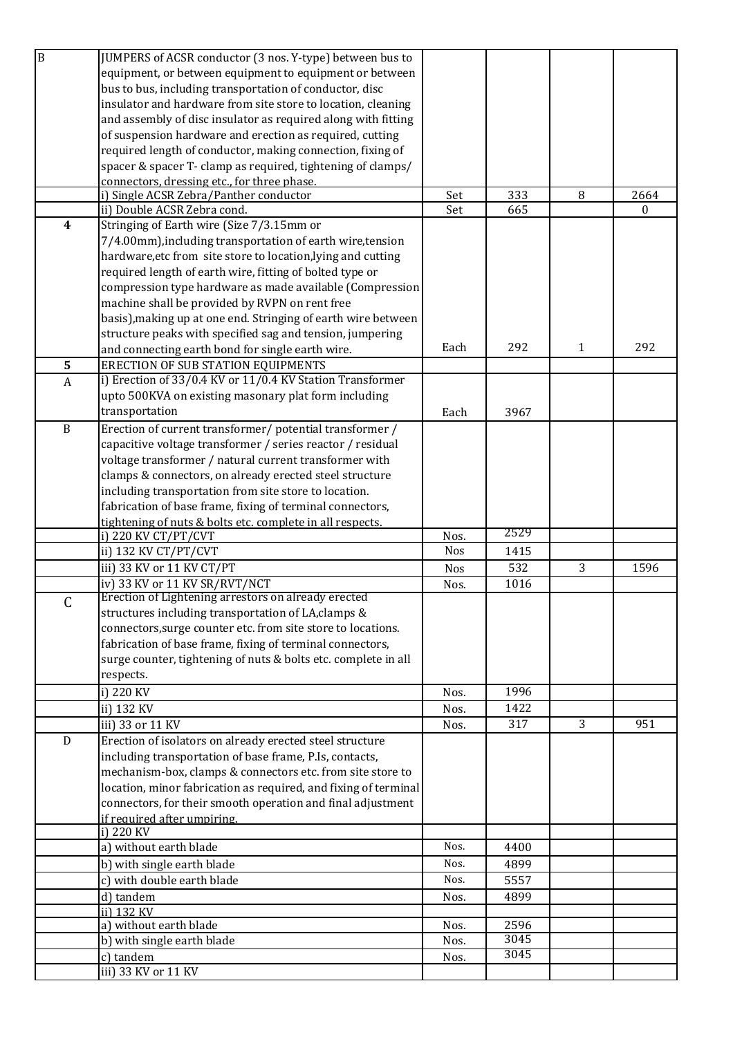| | | | | | |
|---|---|---|---|---|---|
| B | JUMPERS of ACSR conductor (3 nos. Y-type) between bus to equipment, or between equipment to equipment or between bus to bus, including transportation of conductor, disc insulator and hardware from site store to location, cleaning and assembly of disc insulator as required along with fitting of suspension hardware and erection as required, cutting required length of conductor, making connection, fixing of spacer & spacer T- clamp as required, tightening of clamps/ connectors, dressing etc., for three phase. | | | | |
| | i) Single ACSR Zebra/Panther conductor | Set | 333 | 8 | 2664 |
| | ii) Double ACSR Zebra cond. | Set | 665 | | 0 |
| 4 | Stringing of Earth wire (Size 7/3.15mm or 7/4.00mm),including transportation of earth wire,tension hardware,etc from site store to location,lying and cutting required length of earth wire, fitting of bolted type or compression type hardware as made available (Compression machine shall be provided by RVPN on rent free basis),making up at one end. Stringing of earth wire between structure peaks with specified sag and tension, jumpering and connecting earth bond for single earth wire. | Each | 292 | 1 | 292 |
| 5 | ERECTION OF SUB STATION EQUIPMENTS | | | | |
| A | i) Erection of 33/0.4 KV or 11/0.4 KV Station Transformer upto 500KVA on existing masonary plat form including transportation | Each | 3967 | | |
| B | Erection of current transformer/ potential transformer / capacitive voltage transformer / series reactor / residual voltage transformer / natural current transformer with clamps & connectors, on already erected steel structure including transportation from site store to location. fabrication of base frame, fixing of terminal connectors, tightening of nuts & bolts etc. complete in all respects. | | | | |
| | i) 220 KV CT/PT/CVT | Nos. | 2529 | | |
| | ii) 132 KV CT/PT/CVT | Nos | 1415 | | |
| | iii) 33 KV or 11 KV CT/PT | Nos | 532 | 3 | 1596 |
| | iv) 33 KV or 11 KV SR/RVT/NCT | Nos. | 1016 | | |
| C | Erection of Lightening arrestors on already erected structures including transportation of LA,clamps & connectors,surge counter etc. from site store to locations. fabrication of base frame, fixing of terminal connectors, surge counter, tightening of nuts & bolts etc. complete in all respects. | | | | |
| | i) 220 KV | Nos. | 1996 | | |
| | ii) 132 KV | Nos. | 1422 | | |
| | iii) 33 or 11 KV | Nos. | 317 | 3 | 951 |
| D | Erection of isolators on already erected steel structure including transportation of base frame, P.Is, contacts, mechanism-box, clamps & connectors etc. from site store to location, minor fabrication as required, and fixing of terminal connectors, for their smooth operation and final adjustment if required after umpiring. | | | | |
| | i) 220 KV | | | | |
| | a) without earth blade | Nos. | 4400 | | |
| | b) with single earth blade | Nos. | 4899 | | |
| | c) with double earth blade | Nos. | 5557 | | |
| | d) tandem | Nos. | 4899 | | |
| | ii) 132 KV | | | | |
| | a) without earth blade | Nos. | 2596 | | |
| | b) with single earth blade | Nos. | 3045 | | |
| | c) tandem | Nos. | 3045 | | |
| | iii) 33 KV or 11 KV | | | | |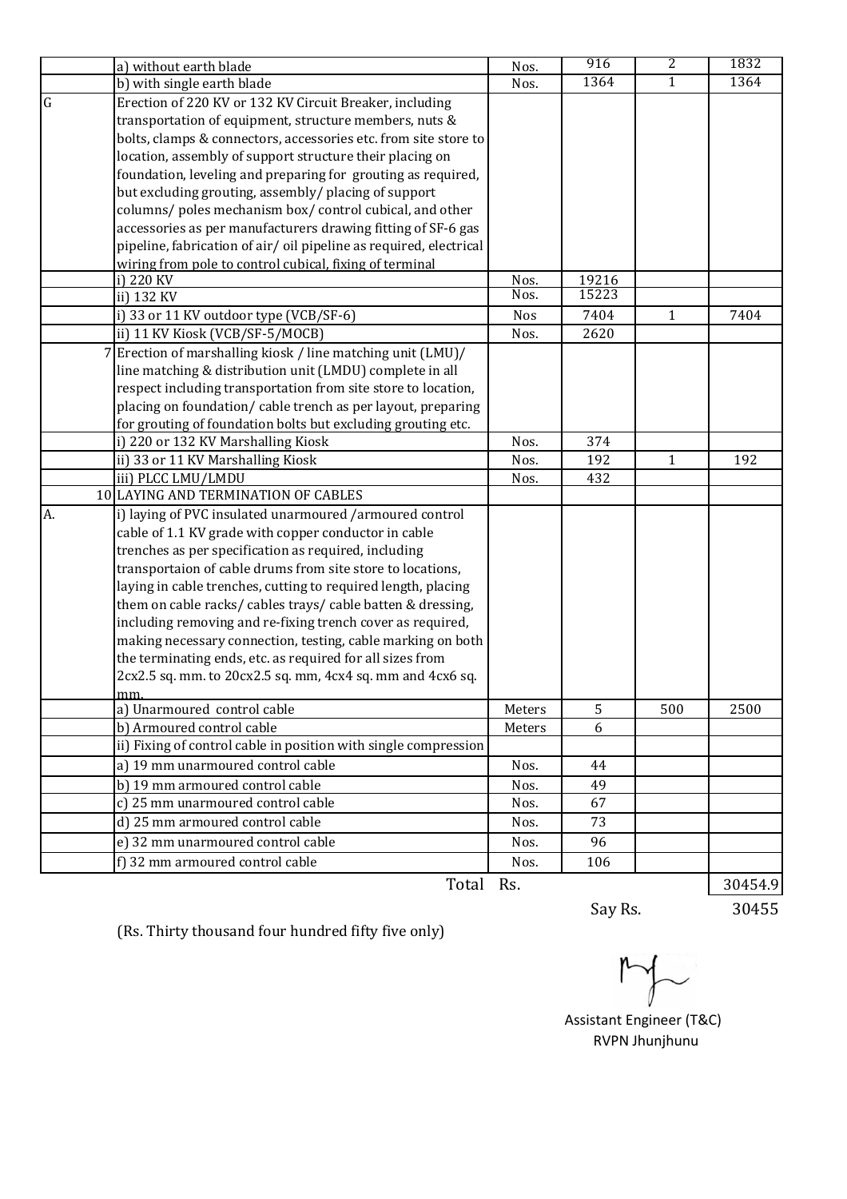| | | | | | |
|---|---|---|---|---|---|
| | a) without earth blade | Nos. | 916 | 2 | 1832 |
| | b) with single earth blade | Nos. | 1364 | 1 | 1364 |
| G | Erection of 220 KV or 132 KV Circuit Breaker, including transportation of equipment, structure members, nuts & bolts, clamps & connectors, accessories etc. from site store to location, assembly of support structure their placing on foundation, leveling and preparing for grouting as required, but excluding grouting, assembly/ placing of support columns/ poles mechanism box/ control cubical, and other accessories as per manufacturers drawing fitting of SF-6 gas pipeline, fabrication of air/ oil pipeline as required, electrical wiring from pole to control cubical, fixing of terminal | | | | |
| | i) 220 KV | Nos. | 19216 | | |
| | ii) 132 KV | Nos. | 15223 | | |
| | i) 33 or 11 KV outdoor type (VCB/SF-6) | Nos | 7404 | 1 | 7404 |
| | ii) 11 KV Kiosk (VCB/SF-5/MOCB) | Nos. | 2620 | | |
| 7 | Erection of marshalling kiosk / line matching unit (LMU)/ line matching & distribution unit (LMDU) complete in all respect including transportation from site store to location, placing on foundation/ cable trench as per layout, preparing for grouting of foundation bolts but excluding grouting etc. | | | | |
| | i) 220 or 132 KV Marshalling Kiosk | Nos. | 374 | | |
| | ii) 33 or 11 KV Marshalling Kiosk | Nos. | 192 | 1 | 192 |
| | iii) PLCC LMU/LMDU | Nos. | 432 | | |
| 10 | LAYING AND TERMINATION OF CABLES | | | | |
| A. | i) laying of PVC insulated unarmoured /armoured control cable of 1.1 KV grade with copper conductor in cable trenches as per specification as required, including transportaion of cable drums from site store to locations, laying in cable trenches, cutting to required length, placing them on cable racks/ cables trays/ cable batten & dressing, including removing and re-fixing trench cover as required, making necessary connection, testing, cable marking on both the terminating ends, etc. as required for all sizes from 2cx2.5 sq. mm. to 20cx2.5 sq. mm, 4cx4 sq. mm and 4cx6 sq. mm. | | | | |
| | a) Unarmoured control cable | Meters | 5 | 500 | 2500 |
| | b) Armoured control cable | Meters | 6 | | |
| | ii) Fixing of control cable in position with single compression | | | | |
| | a) 19 mm unarmoured control cable | Nos. | 44 | | |
| | b) 19 mm armoured control cable | Nos. | 49 | | |
| | c) 25 mm unarmoured control cable | Nos. | 67 | | |
| | d) 25 mm armoured control cable | Nos. | 73 | | |
| | e) 32 mm unarmoured control cable | Nos. | 96 | | |
| | f) 32 mm armoured control cable | Nos. | 106 | | |
| | Total | Rs. | | | 30454.9 |

Say Rs. 30455

(Rs. Thirty thousand four hundred fifty five only)

Assistant Engineer (T&C)
RVPN Jhunjhunu